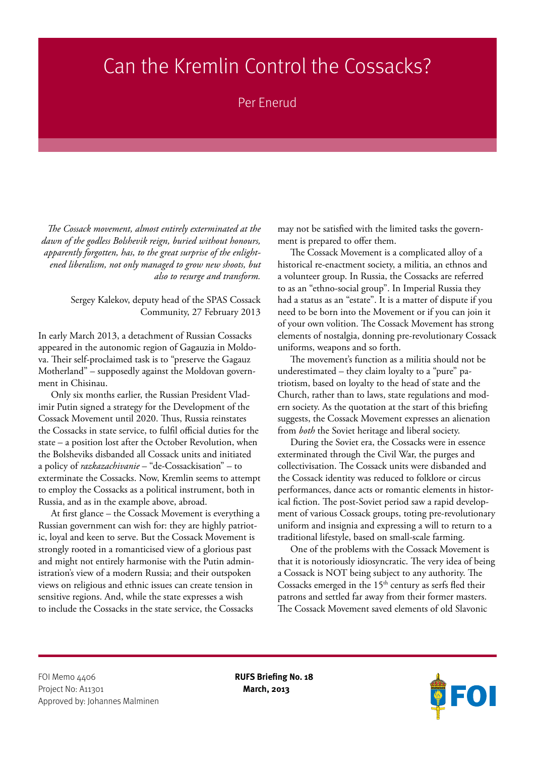# Can the Kremlin Control the Cossacks?

Per Enerud

*The Cossack movement, almost entirely exterminated at the dawn of the godless Bolshevik reign, buried without honours, apparently forgotten, has, to the great surprise of the enlightened liberalism, not only managed to grow new shoots, but also to resurge and transform.*

Sergey Kalekov, deputy head of the SPAS Cossack Community, 27 February 2013

In early March 2013, a detachment of Russian Cossacks appeared in the autonomic region of Gagauzia in Moldova. Their self-proclaimed task is to "preserve the Gagauz Motherland" – supposedly against the Moldovan government in Chisinau.

Only six months earlier, the Russian President Vladimir Putin signed a strategy for the Development of the Cossack Movement until 2020. Thus, Russia reinstates the Cossacks in state service, to fulfil official duties for the state – a position lost after the October Revolution, when the Bolsheviks disbanded all Cossack units and initiated a policy of *razkazachivanie* – "de-Cossackisation" – to exterminate the Cossacks. Now, Kremlin seems to attempt to employ the Cossacks as a political instrument, both in Russia, and as in the example above, abroad.

At first glance – the Cossack Movement is everything a Russian government can wish for: they are highly patriotic, loyal and keen to serve. But the Cossack Movement is strongly rooted in a romanticised view of a glorious past and might not entirely harmonise with the Putin administration's view of a modern Russia; and their outspoken views on religious and ethnic issues can create tension in sensitive regions. And, while the state expresses a wish to include the Cossacks in the state service, the Cossacks may not be satisfied with the limited tasks the government is prepared to offer them.

The Cossack Movement is a complicated alloy of a historical re-enactment society, a militia, an ethnos and a volunteer group. In Russia, the Cossacks are referred to as an "ethno-social group". In Imperial Russia they had a status as an "estate". It is a matter of dispute if you need to be born into the Movement or if you can join it of your own volition. The Cossack Movement has strong elements of nostalgia, donning pre-revolutionary Cossack uniforms, weapons and so forth.

The movement's function as a militia should not be underestimated – they claim loyalty to a "pure" patriotism, based on loyalty to the head of state and the Church, rather than to laws, state regulations and modern society. As the quotation at the start of this briefing suggests, the Cossack Movement expresses an alienation from *both* the Soviet heritage and liberal society.

During the Soviet era, the Cossacks were in essence exterminated through the Civil War, the purges and collectivisation. The Cossack units were disbanded and the Cossack identity was reduced to folklore or circus performances, dance acts or romantic elements in historical fiction. The post-Soviet period saw a rapid development of various Cossack groups, toting pre-revolutionary uniform and insignia and expressing a will to return to a traditional lifestyle, based on small-scale farming.

One of the problems with the Cossack Movement is that it is notoriously idiosyncratic. The very idea of being a Cossack is NOT being subject to any authority. The Cossacks emerged in the 15th century as serfs fled their patrons and settled far away from their former masters. The Cossack Movement saved elements of old Slavonic

FOI Memo 4406
Project No: A11301
Approved by: Johannes Malminen

**RUFS Briefing No. 18**
**March, 2013**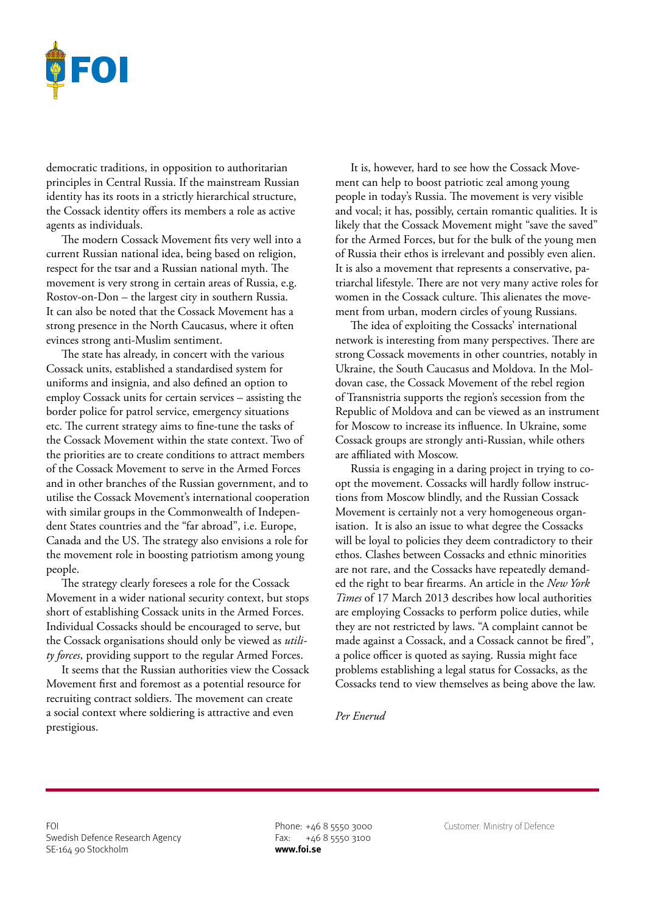democratic traditions, in opposition to authoritarian principles in Central Russia. If the mainstream Russian identity has its roots in a strictly hierarchical structure, the Cossack identity offers its members a role as active agents as individuals.

The modern Cossack Movement fits very well into a current Russian national idea, being based on religion, respect for the tsar and a Russian national myth. The movement is very strong in certain areas of Russia, e.g. Rostov-on-Don – the largest city in southern Russia. It can also be noted that the Cossack Movement has a strong presence in the North Caucasus, where it often evinces strong anti-Muslim sentiment.

The state has already, in concert with the various Cossack units, established a standardised system for uniforms and insignia, and also defined an option to employ Cossack units for certain services – assisting the border police for patrol service, emergency situations etc. The current strategy aims to fine-tune the tasks of the Cossack Movement within the state context. Two of the priorities are to create conditions to attract members of the Cossack Movement to serve in the Armed Forces and in other branches of the Russian government, and to utilise the Cossack Movement's international cooperation with similar groups in the Commonwealth of Independent States countries and the "far abroad", i.e. Europe, Canada and the US. The strategy also envisions a role for the movement role in boosting patriotism among young people.

The strategy clearly foresees a role for the Cossack Movement in a wider national security context, but stops short of establishing Cossack units in the Armed Forces. Individual Cossacks should be encouraged to serve, but the Cossack organisations should only be viewed as *utility forces*, providing support to the regular Armed Forces.

It seems that the Russian authorities view the Cossack Movement first and foremost as a potential resource for recruiting contract soldiers. The movement can create a social context where soldiering is attractive and even prestigious.

It is, however, hard to see how the Cossack Movement can help to boost patriotic zeal among young people in today's Russia. The movement is very visible and vocal; it has, possibly, certain romantic qualities. It is likely that the Cossack Movement might "save the saved" for the Armed Forces, but for the bulk of the young men of Russia their ethos is irrelevant and possibly even alien. It is also a movement that represents a conservative, patriarchal lifestyle. There are not very many active roles for women in the Cossack culture. This alienates the movement from urban, modern circles of young Russians.

The idea of exploiting the Cossacks' international network is interesting from many perspectives. There are strong Cossack movements in other countries, notably in Ukraine, the South Caucasus and Moldova. In the Moldovan case, the Cossack Movement of the rebel region of Transnistria supports the region's secession from the Republic of Moldova and can be viewed as an instrument for Moscow to increase its influence. In Ukraine, some Cossack groups are strongly anti-Russian, while others are affiliated with Moscow.

Russia is engaging in a daring project in trying to co-opt the movement. Cossacks will hardly follow instructions from Moscow blindly, and the Russian Cossack Movement is certainly not a very homogeneous organisation. It is also an issue to what degree the Cossacks will be loyal to policies they deem contradictory to their ethos. Clashes between Cossacks and ethnic minorities are not rare, and the Cossacks have repeatedly demanded the right to bear firearms. An article in the *New York Times* of 17 March 2013 describes how local authorities are employing Cossacks to perform police duties, while they are not restricted by laws. "A complaint cannot be made against a Cossack, and a Cossack cannot be fired", a police officer is quoted as saying. Russia might face problems establishing a legal status for Cossacks, as the Cossacks tend to view themselves as being above the law.

*Per Enerud*

FOI
Swedish Defence Research Agency
SE-164 90 Stockholm

Phone: +46 8 5550 3000
Fax: +46 8 5550 3100
**www.foi.se**

Customer: Ministry of Defence